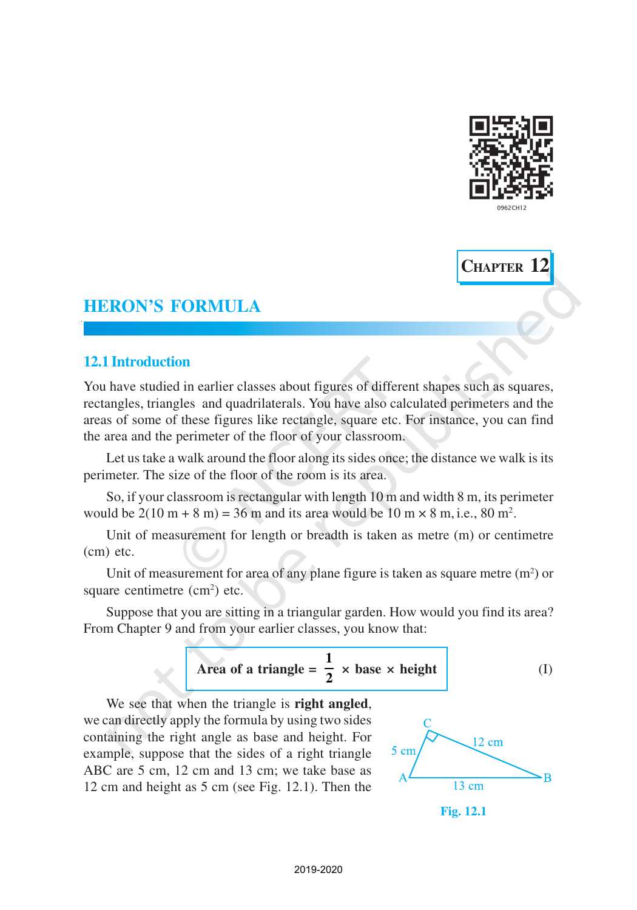Chapter 12

# HERON'S FORMULA

## 12.1 Introduction

You have studied in earlier classes about figures of different shapes such as squares, rectangles, triangles and quadrilaterals. You have also calculated perimeters and the areas of some of these figures like rectangle, square etc. For instance, you can find the area and the perimeter of the floor of your classroom.

Let us take a walk around the floor along its sides once; the distance we walk is its perimeter. The size of the floor of the room is its area.

So, if your classroom is rectangular with length 10 m and width 8 m, its perimeter would be 2(10 m + 8 m) = 36 m and its area would be 10 m × 8 m, i.e., 80 $m^2$.

Unit of measurement for length or breadth is taken as metre (m) or centimetre (cm) etc.

Unit of measurement for area of any plane figure is taken as square metre ($m^2$) or square centimetre ($cm^2$) etc.

Suppose that you are sitting in a triangular garden. How would you find its area? From Chapter 9 and from your earlier classes, you know that:

$$\textbf{Area of a triangle} = \frac{1}{2} \times \textbf{base} \times \textbf{height} \qquad \text{(I)}$$

We see that when the triangle is **right angled**, we can directly apply the formula by using two sides containing the right angle as base and height. For example, suppose that the sides of a right triangle ABC are 5 cm, 12 cm and 13 cm; we take base as 12 cm and height as 5 cm (see Fig. 12.1). Then the

**Fig. 12.1**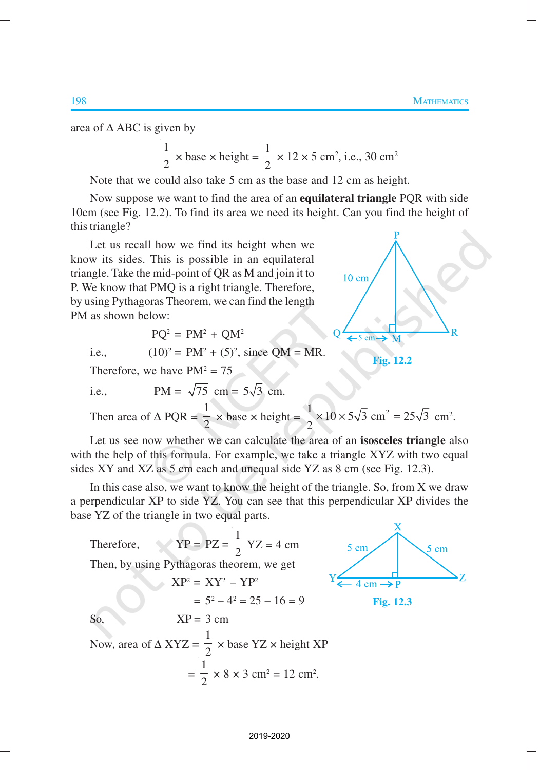area of Δ ABC is given by

$$\frac{1}{2} \times \text{base} \times \text{height} = \frac{1}{2} \times 12 \times 5 \text{ cm}^2, \text{ i.e., } 30 \text{ cm}^2$$

Note that we could also take 5 cm as the base and 12 cm as height.

Now suppose we want to find the area of an **equilateral triangle** PQR with side 10cm (see Fig. 12.2). To find its area we need its height. Can you find the height of this triangle?

Let us recall how we find its height when we know its sides. This is possible in an equilateral triangle. Take the mid-point of QR as M and join it to P. We know that PMQ is a right triangle. Therefore, by using Pythagoras Theorem, we can find the length PM as shown below:

Fig. 12.2

$$PQ^2 = PM^2 + QM^2$$

i.e., $(10)^2 = PM^2 + (5)^2$, since QM = MR.

Therefore, we have $PM^2 = 75$

i.e., $PM = \sqrt{75} \text{ cm} = 5\sqrt{3} \text{ cm}$.

Then area of Δ PQR $= \frac{1}{2} \times \text{base} \times \text{height} = \frac{1}{2} \times 10 \times 5\sqrt{3} \text{ cm}^2 = 25\sqrt{3} \text{ cm}^2$.

Let us see now whether we can calculate the area of an **isosceles triangle** also with the help of this formula. For example, we take a triangle XYZ with two equal sides XY and XZ as 5 cm each and unequal side YZ as 8 cm (see Fig. 12.3).

In this case also, we want to know the height of the triangle. So, from X we draw a perpendicular XP to side YZ. You can see that this perpendicular XP divides the base YZ of the triangle in two equal parts.

Therefore, $YP = PZ = \frac{1}{2} YZ = 4 \text{ cm}$

Then, by using Pythagoras theorem, we get

$$XP^2 = XY^2 - YP^2$$

$$= 5^2 - 4^2 = 25 - 16 = 9$$

So, XP = 3 cm

Fig. 12.3

Now, area of Δ XYZ $= \frac{1}{2} \times \text{base YZ} \times \text{height XP}$

$$= \frac{1}{2} \times 8 \times 3 \text{ cm}^2 = 12 \text{ cm}^2.$$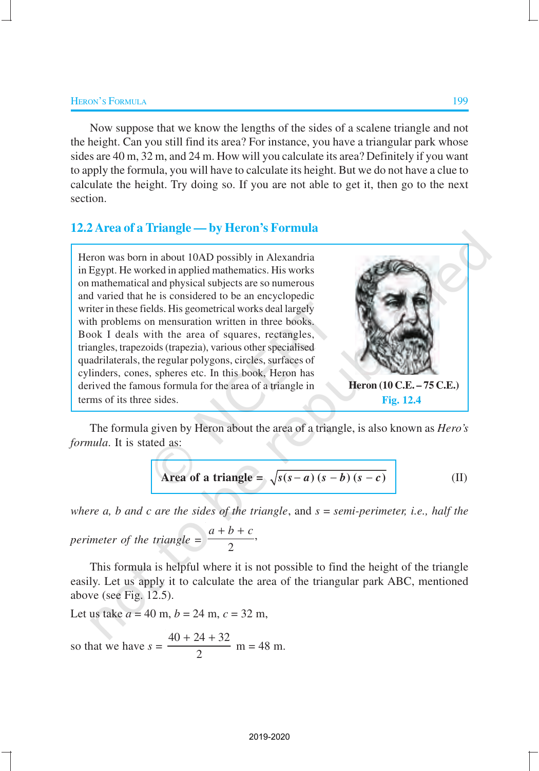Now suppose that we know the lengths of the sides of a scalene triangle and not the height. Can you still find its area? For instance, you have a triangular park whose sides are 40 m, 32 m, and 24 m. How will you calculate its area? Definitely if you want to apply the formula, you will have to calculate its height. But we do not have a clue to calculate the height. Try doing so. If you are not able to get it, then go to the next section.

## 12.2 Area of a Triangle — by Heron's Formula

Heron was born in about 10AD possibly in Alexandria in Egypt. He worked in applied mathematics. His works on mathematical and physical subjects are so numerous and varied that he is considered to be an encyclopedic writer in these fields. His geometrical works deal largely with problems on mensuration written in three books. Book I deals with the area of squares, rectangles, triangles, trapezoids (trapezia), various other specialised quadrilaterals, the regular polygons, circles, surfaces of cylinders, cones, spheres etc. In this book, Heron has derived the famous formula for the area of a triangle in terms of its three sides.

**Heron (10 C.E. – 75 C.E.)**

**Fig. 12.4**

The formula given by Heron about the area of a triangle, is also known as *Hero's formula*. It is stated as:

$$\textbf{Area of a triangle} = \sqrt{s(s-a)(s-b)(s-c)} \qquad \text{(II)}$$

*where a, b and c are the sides of the triangle*, and $s$ = *semi-perimeter, i.e., half the perimeter of the triangle* = $\dfrac{a+b+c}{2}$,

This formula is helpful where it is not possible to find the height of the triangle easily. Let us apply it to calculate the area of the triangular park ABC, mentioned above (see Fig. 12.5).

Let us take $a = 40$ m, $b = 24$ m, $c = 32$ m,

so that we have $s = \dfrac{40 + 24 + 32}{2}$ m = 48 m.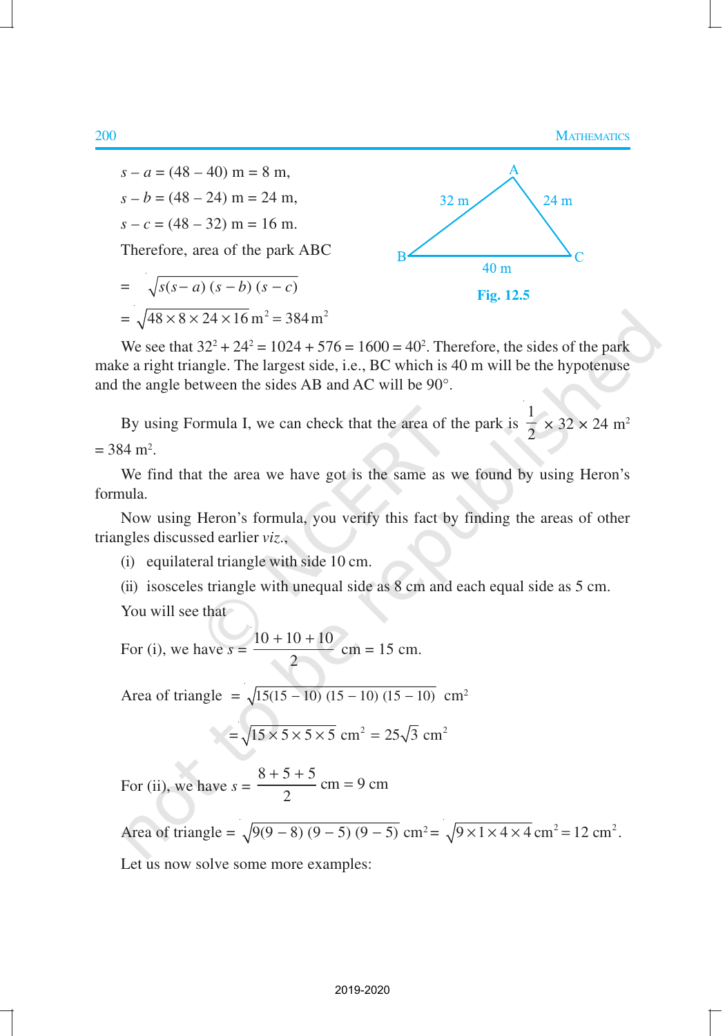$s - a = (48 - 40)$ m = 8 m,

$s - b = (48 - 24)$ m = 24 m,

$s - c = (48 - 32)$ m = 16 m.

Therefore, area of the park ABC

$$= \sqrt{s(s-a)(s-b)(s-c)}$$

$$= \sqrt{48 \times 8 \times 24 \times 16} \text{ m}^2 = 384 \text{ m}^2$$

Fig. 12.5

We see that $32^2 + 24^2 = 1024 + 576 = 1600 = 40^2$. Therefore, the sides of the park make a right triangle. The largest side, i.e., BC which is 40 m will be the hypotenuse and the angle between the sides AB and AC will be 90°.

By using Formula I, we can check that the area of the park is $\frac{1}{2} \times 32 \times 24$ m$^2$ = 384 m$^2$.

We find that the area we have got is the same as we found by using Heron's formula.

Now using Heron's formula, you verify this fact by finding the areas of other triangles discussed earlier *viz.*,

(i) equilateral triangle with side 10 cm.

(ii) isosceles triangle with unequal side as 8 cm and each equal side as 5 cm.

You will see that

For (i), we have $s = \frac{10 + 10 + 10}{2}$ cm = 15 cm.

$$\text{Area of triangle} = \sqrt{15(15-10)(15-10)(15-10)} \text{ cm}^2$$

$$= \sqrt{15 \times 5 \times 5 \times 5} \text{ cm}^2 = 25\sqrt{3} \text{ cm}^2$$

For (ii), we have $s = \frac{8 + 5 + 5}{2}$ cm = 9 cm

$$\text{Area of triangle} = \sqrt{9(9-8)(9-5)(9-5)} \text{ cm}^2 = \sqrt{9 \times 1 \times 4 \times 4} \text{ cm}^2 = 12 \text{ cm}^2.$$

Let us now solve some more examples: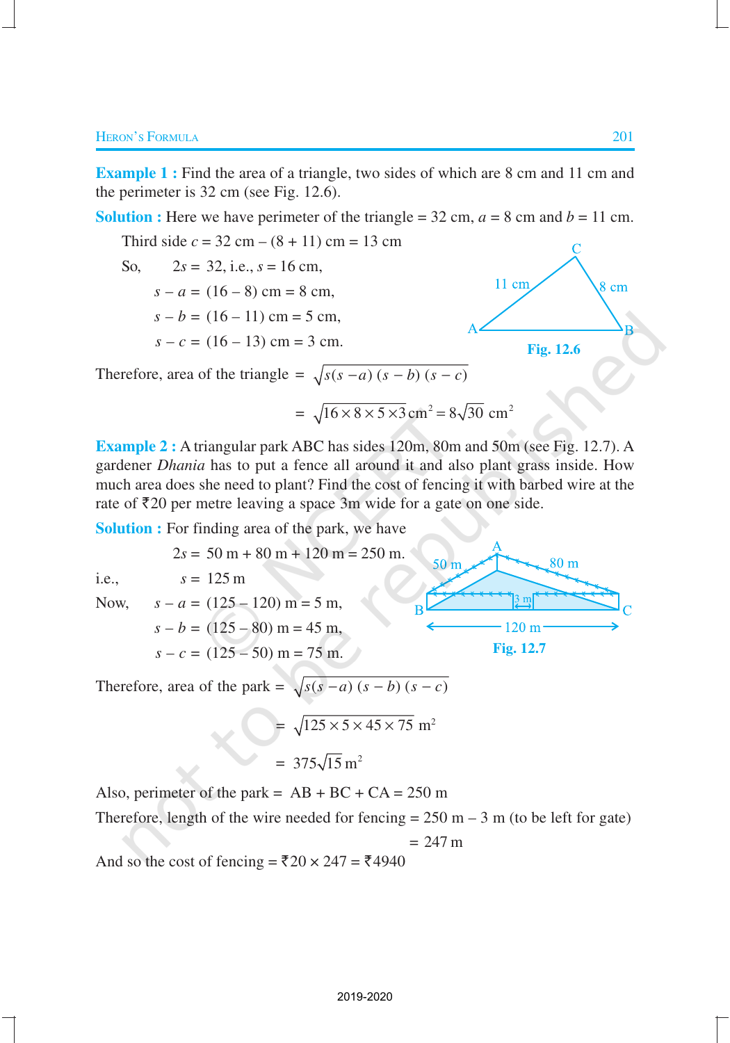**Example 1 :** Find the area of a triangle, two sides of which are 8 cm and 11 cm and the perimeter is 32 cm (see Fig. 12.6).

**Solution :** Here we have perimeter of the triangle = 32 cm, $a$ = 8 cm and $b$ = 11 cm.

Third side $c$ = 32 cm – (8 + 11) cm = 13 cm

So, $2s = 32$, i.e., $s = 16$ cm,

$s - a = (16 - 8)$ cm = 8 cm,

$s - b = (16 - 11)$ cm = 5 cm,

$s - c = (16 - 13)$ cm = 3 cm.

Fig. 12.6

Therefore, area of the triangle $= \sqrt{s(s-a)(s-b)(s-c)}$

$$= \sqrt{16 \times 8 \times 5 \times 3}\ \text{cm}^2 = 8\sqrt{30}\ \text{cm}^2$$

**Example 2 :** A triangular park ABC has sides 120m, 80m and 50m (see Fig. 12.7). A gardener *Dhania* has to put a fence all around it and also plant grass inside. How much area does she need to plant? Find the cost of fencing it with barbed wire at the rate of ₹20 per metre leaving a space 3m wide for a gate on one side.

**Solution :** For finding area of the park, we have

$2s$ = 50 m + 80 m + 120 m = 250 m.

i.e., $s$ = 125 m

Now, $s - a$ = (125 – 120) m = 5 m,

$s - b$ = (125 – 80) m = 45 m,

$s - c$ = (125 – 50) m = 75 m.

Fig. 12.7

Therefore, area of the park $= \sqrt{s(s-a)(s-b)(s-c)}$

$$= \sqrt{125 \times 5 \times 45 \times 75}\ \text{m}^2$$

$$= 375\sqrt{15}\ \text{m}^2$$

Also, perimeter of the park = AB + BC + CA = 250 m

Therefore, length of the wire needed for fencing = 250 m – 3 m (to be left for gate)

= 247 m

And so the cost of fencing = ₹20 × 247 = ₹4940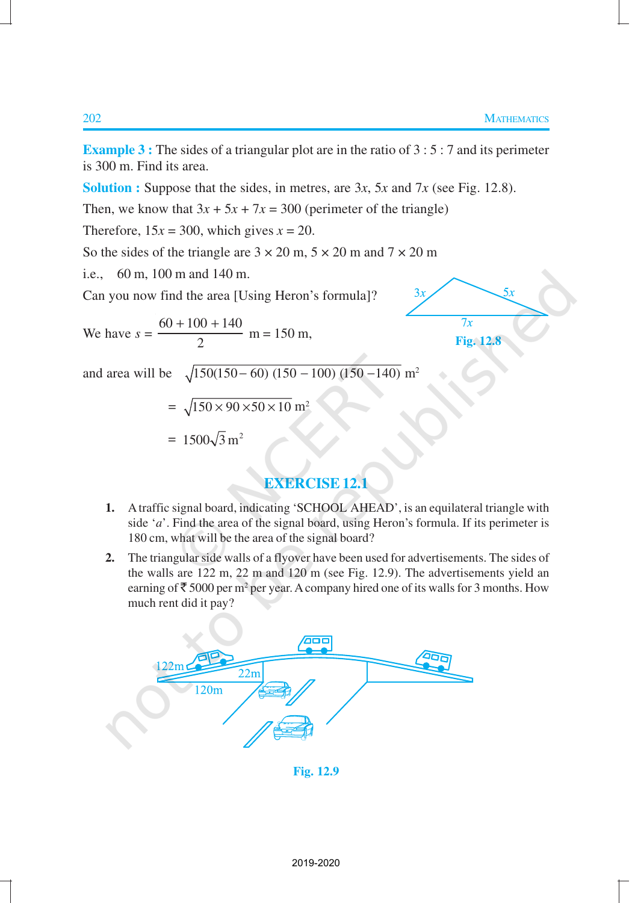**Example 3 :** The sides of a triangular plot are in the ratio of 3 : 5 : 7 and its perimeter is 300 m. Find its area.

**Solution :** Suppose that the sides, in metres, are $3x$, $5x$ and $7x$ (see Fig. 12.8).

Then, we know that $3x + 5x + 7x = 300$ (perimeter of the triangle)

Therefore, $15x = 300$, which gives $x = 20$.

So the sides of the triangle are $3 \times 20$ m, $5 \times 20$ m and $7 \times 20$ m

i.e., 60 m, 100 m and 140 m.

Can you now find the area [Using Heron's formula]?

Fig. 12.8

We have $s = \dfrac{60 + 100 + 140}{2}$ m = 150 m,

and area will be $\sqrt{150(150-60)\,(150-100)\,(150-140)}$ m$^2$

$$= \sqrt{150 \times 90 \times 50 \times 10} \text{ m}^2$$

$$= 1500\sqrt{3} \text{ m}^2$$

## EXERCISE 12.1

1. A traffic signal board, indicating 'SCHOOL AHEAD', is an equilateral triangle with side '$a$'. Find the area of the signal board, using Heron's formula. If its perimeter is 180 cm, what will be the area of the signal board?

2. The triangular side walls of a flyover have been used for advertisements. The sides of the walls are 122 m, 22 m and 120 m (see Fig. 12.9). The advertisements yield an earning of ₹ 5000 per m$^2$ per year. A company hired one of its walls for 3 months. How much rent did it pay?

Fig. 12.9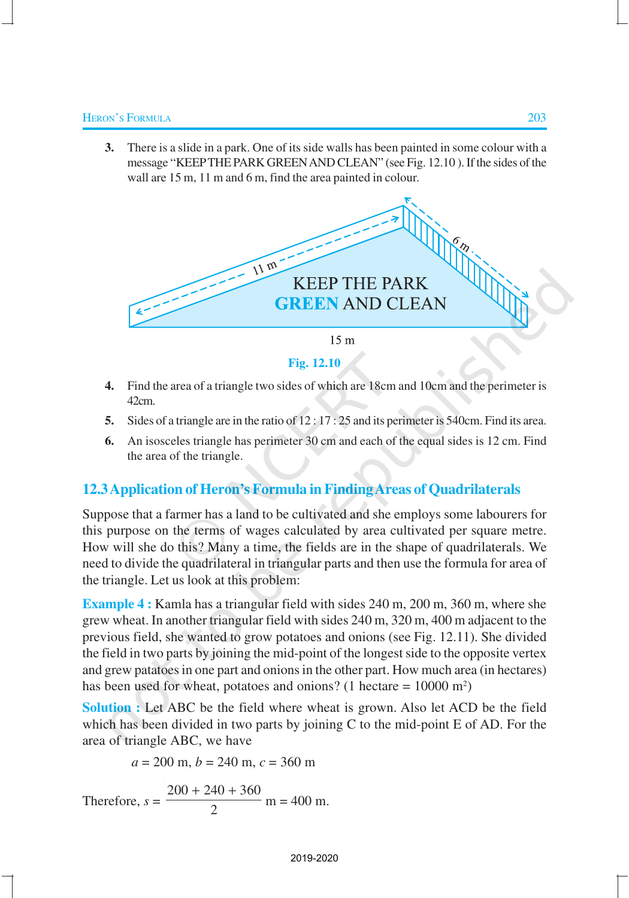3. There is a slide in a park. One of its side walls has been painted in some colour with a message "KEEP THE PARK GREEN AND CLEAN" (see Fig. 12.10 ). If the sides of the wall are 15 m, 11 m and 6 m, find the area painted in colour.

Fig. 12.10

4. Find the area of a triangle two sides of which are 18cm and 10cm and the perimeter is 42cm.

5. Sides of a triangle are in the ratio of 12 : 17 : 25 and its perimeter is 540cm. Find its area.

6. An isosceles triangle has perimeter 30 cm and each of the equal sides is 12 cm. Find the area of the triangle.

## 12.3 Application of Heron's Formula in Finding Areas of Quadrilaterals

Suppose that a farmer has a land to be cultivated and she employs some labourers for this purpose on the terms of wages calculated by area cultivated per square metre. How will she do this? Many a time, the fields are in the shape of quadrilaterals. We need to divide the quadrilateral in triangular parts and then use the formula for area of the triangle. Let us look at this problem:

**Example 4 :** Kamla has a triangular field with sides 240 m, 200 m, 360 m, where she grew wheat. In another triangular field with sides 240 m, 320 m, 400 m adjacent to the previous field, she wanted to grow potatoes and onions (see Fig. 12.11). She divided the field in two parts by joining the mid-point of the longest side to the opposite vertex and grew patatoes in one part and onions in the other part. How much area (in hectares) has been used for wheat, potatoes and onions? (1 hectare = 10000 $m^2$)

**Solution :** Let ABC be the field where wheat is grown. Also let ACD be the field which has been divided in two parts by joining C to the mid-point E of AD. For the area of triangle ABC, we have

$$a = 200 \text{ m}, b = 240 \text{ m}, c = 360 \text{ m}$$

$$\text{Therefore, } s = \frac{200 + 240 + 360}{2} \text{ m} = 400 \text{ m.}$$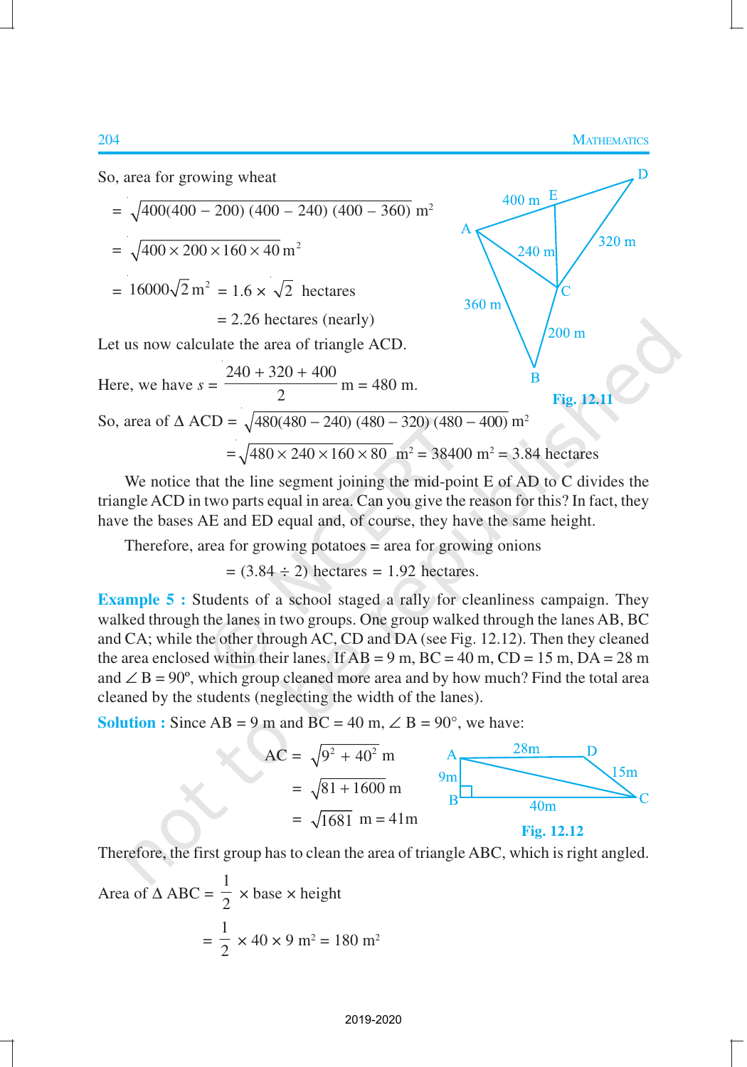So, area for growing wheat

$$= \sqrt{400(400-200)(400-240)(400-360)} \text{ m}^2$$

$$= \sqrt{400 \times 200 \times 160 \times 40} \text{ m}^2$$

$$= 16000\sqrt{2} \text{ m}^2 = 1.6 \times \sqrt{2} \text{ hectares}$$

$$= 2.26 \text{ hectares (nearly)}$$

Let us now calculate the area of triangle ACD.

Here, we have $s = \dfrac{240 + 320 + 400}{2}$ m = 480 m.

So, area of $\Delta$ ACD $= \sqrt{480(480-240)(480-320)(480-400)}$ m$^2$

$$= \sqrt{480 \times 240 \times 160 \times 80} \text{ m}^2 = 38400 \text{ m}^2 = 3.84 \text{ hectares}$$

Fig. 12.11

We notice that the line segment joining the mid-point E of AD to C divides the triangle ACD in two parts equal in area. Can you give the reason for this? In fact, they have the bases AE and ED equal and, of course, they have the same height.

Therefore, area for growing potatoes = area for growing onions

$$= (3.84 \div 2) \text{ hectares} = 1.92 \text{ hectares.}$$

**Example 5 :** Students of a school staged a rally for cleanliness campaign. They walked through the lanes in two groups. One group walked through the lanes AB, BC and CA; while the other through AC, CD and DA (see Fig. 12.12). Then they cleaned the area enclosed within their lanes. If AB = 9 m, BC = 40 m, CD = 15 m, DA = 28 m and $\angle$ B = 90º, which group cleaned more area and by how much? Find the total area cleaned by the students (neglecting the width of the lanes).

**Solution :** Since AB = 9 m and BC = 40 m, $\angle$ B = 90°, we have:

$$\text{AC} = \sqrt{9^2 + 40^2} \text{ m}$$

$$= \sqrt{81 + 1600} \text{ m}$$

$$= \sqrt{1681} \text{ m} = 41\text{m}$$

Fig. 12.12

Therefore, the first group has to clean the area of triangle ABC, which is right angled.

$$\text{Area of } \Delta \text{ ABC} = \frac{1}{2} \times \text{base} \times \text{height}$$

$$= \frac{1}{2} \times 40 \times 9 \text{ m}^2 = 180 \text{ m}^2$$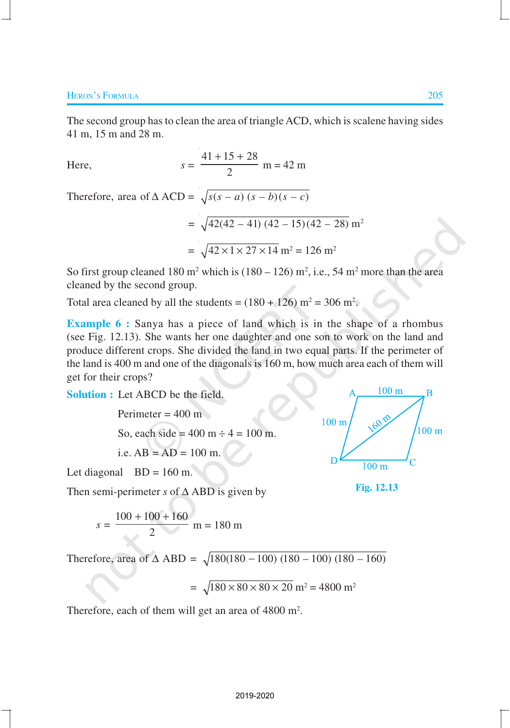The second group has to clean the area of triangle ACD, which is scalene having sides 41 m, 15 m and 28 m.

Here, $$s = \frac{41 + 15 + 28}{2} \text{ m} = 42 \text{ m}$$

Therefore, area of $\Delta$ ACD $= \sqrt{s(s-a)(s-b)(s-c)}$

$$= \sqrt{42(42-41)(42-15)(42-28)} \text{ m}^2$$

$$= \sqrt{42 \times 1 \times 27 \times 14} \text{ m}^2 = 126 \text{ m}^2$$

So first group cleaned 180 m² which is (180 – 126) m², i.e., 54 m² more than the area cleaned by the second group.

Total area cleaned by all the students = (180 + 126) m² = 306 m².

**Example 6 :** Sanya has a piece of land which is in the shape of a rhombus (see Fig. 12.13). She wants her one daughter and one son to work on the land and produce different crops. She divided the land in two equal parts. If the perimeter of the land is 400 m and one of the diagonals is 160 m, how much area each of them will get for their crops?

**Solution :** Let ABCD be the field.

Perimeter = 400 m

So, each side = 400 m ÷ 4 = 100 m.

i.e. AB = AD = 100 m.

Let diagonal BD = 160 m.

Then semi-perimeter $s$ of $\Delta$ ABD is given by

$$s = \frac{100 + 100 + 160}{2} \text{ m} = 180 \text{ m}$$

**Fig. 12.13**

Therefore, area of $\Delta$ ABD $= \sqrt{180(180-100)(180-100)(180-160)}$

$$= \sqrt{180 \times 80 \times 80 \times 20} \text{ m}^2 = 4800 \text{ m}^2$$

Therefore, each of them will get an area of 4800 m².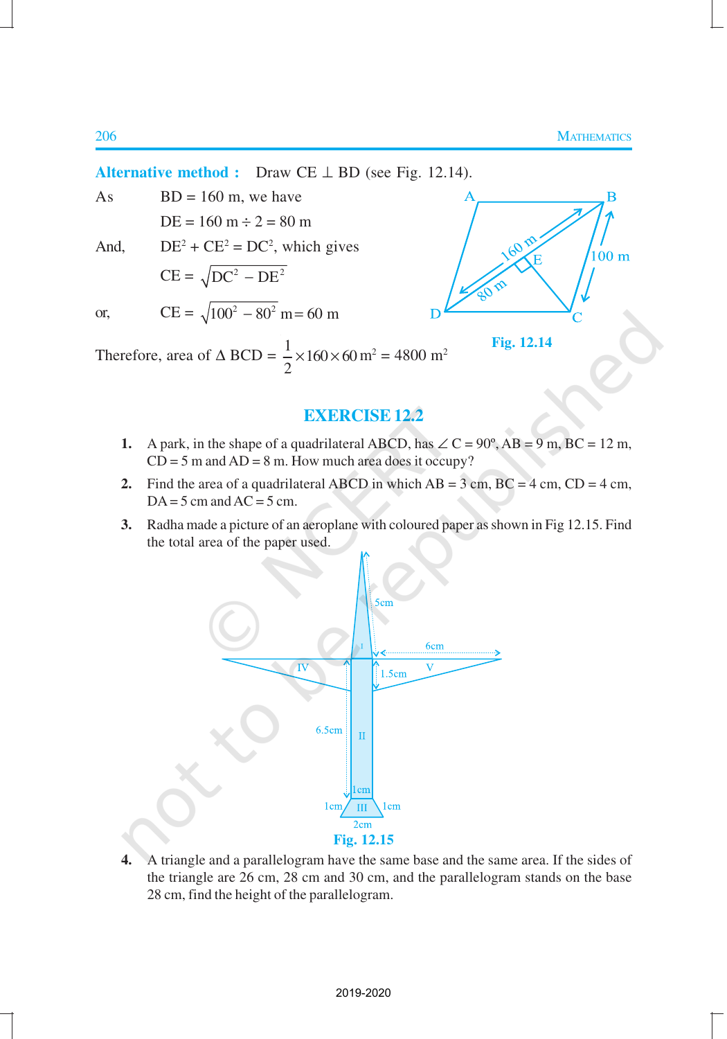**Alternative method :** Draw CE ⊥ BD (see Fig. 12.14).

As BD = 160 m, we have

DE = 160 m ÷ 2 = 80 m

And, $DE^2 + CE^2 = DC^2$, which gives

$$CE = \sqrt{DC^2 - DE^2}$$

or, $$CE = \sqrt{100^2 - 80^2} \text{ m} = 60 \text{ m}$$

Fig. 12.14

Therefore, area of Δ BCD = $\frac{1}{2} \times 160 \times 60 \text{ m}^2 = 4800 \text{ m}^2$

## EXERCISE 12.2

1. A park, in the shape of a quadrilateral ABCD, has ∠ C = 90º, AB = 9 m, BC = 12 m, CD = 5 m and AD = 8 m. How much area does it occupy?

2. Find the area of a quadrilateral ABCD in which AB = 3 cm, BC = 4 cm, CD = 4 cm, DA = 5 cm and AC = 5 cm.

3. Radha made a picture of an aeroplane with coloured paper as shown in Fig 12.15. Find the total area of the paper used.

Fig. 12.15

4. A triangle and a parallelogram have the same base and the same area. If the sides of the triangle are 26 cm, 28 cm and 30 cm, and the parallelogram stands on the base 28 cm, find the height of the parallelogram.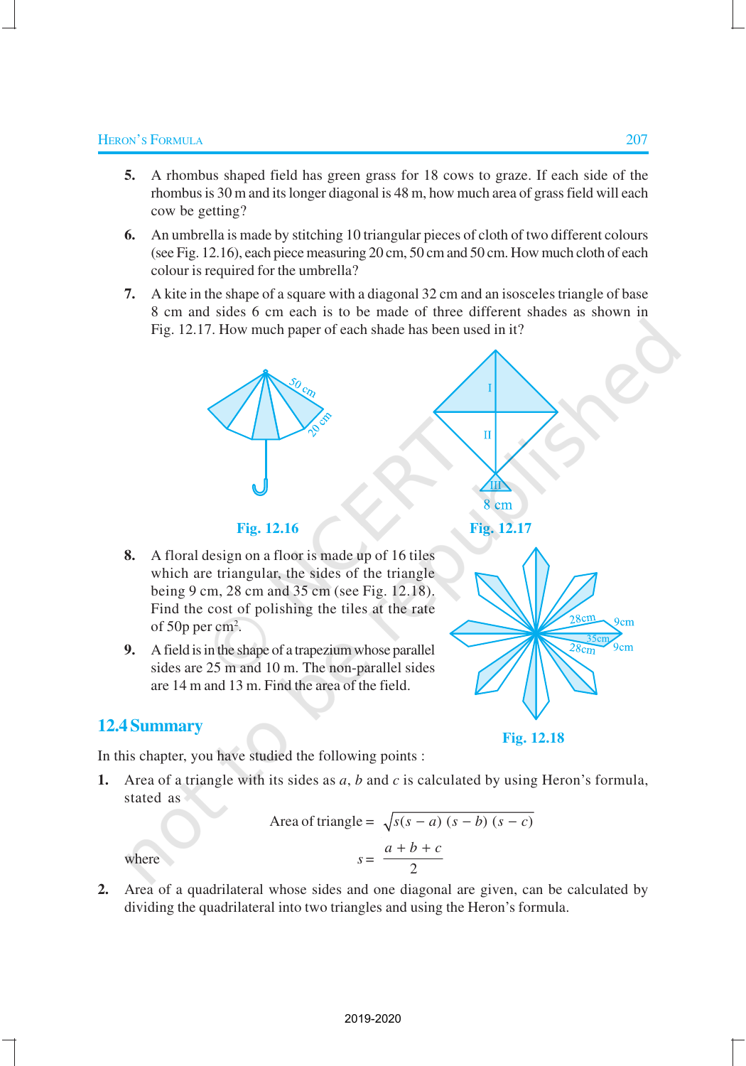5. A rhombus shaped field has green grass for 18 cows to graze. If each side of the rhombus is 30 m and its longer diagonal is 48 m, how much area of grass field will each cow be getting?

6. An umbrella is made by stitching 10 triangular pieces of cloth of two different colours (see Fig. 12.16), each piece measuring 20 cm, 50 cm and 50 cm. How much cloth of each colour is required for the umbrella?

7. A kite in the shape of a square with a diagonal 32 cm and an isosceles triangle of base 8 cm and sides 6 cm each is to be made of three different shades as shown in Fig. 12.17. How much paper of each shade has been used in it?

50 cm
20 cm

Fig. 12.16

I
II
III
8 cm

Fig. 12.17

8. A floral design on a floor is made up of 16 tiles which are triangular, the sides of the triangle being 9 cm, 28 cm and 35 cm (see Fig. 12.18). Find the cost of polishing the tiles at the rate of 50p per cm$^2$.

9. A field is in the shape of a trapezium whose parallel sides are 25 m and 10 m. The non-parallel sides are 14 m and 13 m. Find the area of the field.

28cm
9cm
35cm
28cm
9cm

Fig. 12.18

## 12.4 Summary

In this chapter, you have studied the following points :

1. Area of a triangle with its sides as $a$, $b$ and $c$ is calculated by using Heron's formula, stated as

$$\text{Area of triangle} = \sqrt{s(s-a)(s-b)(s-c)}$$

where
$$s = \frac{a+b+c}{2}$$

2. Area of a quadrilateral whose sides and one diagonal are given, can be calculated by dividing the quadrilateral into two triangles and using the Heron's formula.